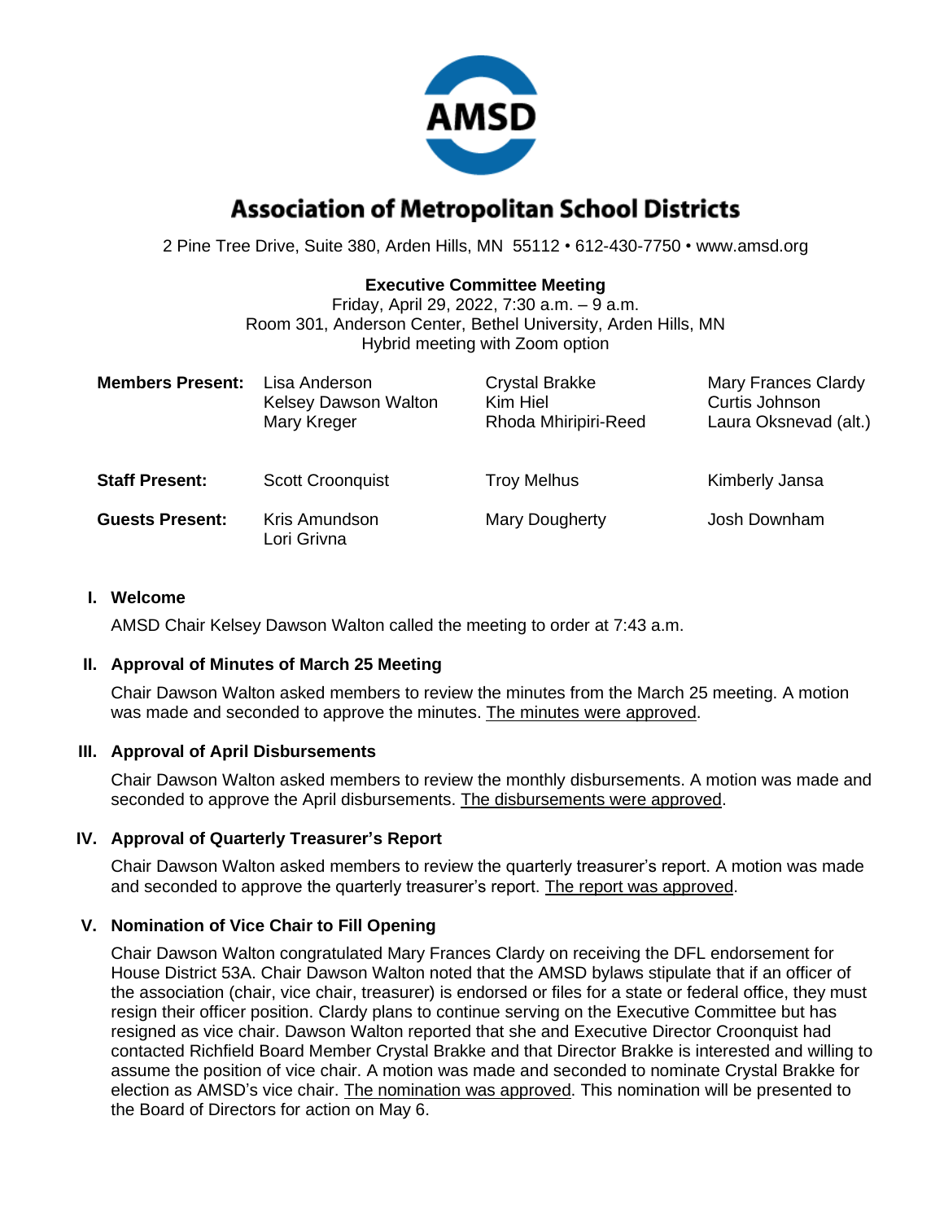# Association of Metropolitan School Districts

2 Pine Tree Drive, Suite 380, Arden Hills, MN 55112 • 612-430-7750 • www.amsd.org

**Executive Committee Meeting**
Friday, April 29, 2022, 7:30 a.m. – 9 a.m.
Room 301, Anderson Center, Bethel University, Arden Hills, MN
Hybrid meeting with Zoom option

| | | | |
|---|---|---|---|
| **Members Present:** | Lisa Anderson<br>Kelsey Dawson Walton<br>Mary Kreger | Crystal Brakke<br>Kim Hiel<br>Rhoda Mhiripiri-Reed | Mary Frances Clardy<br>Curtis Johnson<br>Laura Oksnevad (alt.) |
| **Staff Present:** | Scott Croonquist | Troy Melhus | Kimberly Jansa |
| **Guests Present:** | Kris Amundson<br>Lori Grivna | Mary Dougherty | Josh Downham |

## I. Welcome

AMSD Chair Kelsey Dawson Walton called the meeting to order at 7:43 a.m.

## II. Approval of Minutes of March 25 Meeting

Chair Dawson Walton asked members to review the minutes from the March 25 meeting. A motion was made and seconded to approve the minutes. The minutes were approved.

## III. Approval of April Disbursements

Chair Dawson Walton asked members to review the monthly disbursements. A motion was made and seconded to approve the April disbursements. The disbursements were approved.

## IV. Approval of Quarterly Treasurer's Report

Chair Dawson Walton asked members to review the quarterly treasurer's report. A motion was made and seconded to approve the quarterly treasurer's report. The report was approved.

## V. Nomination of Vice Chair to Fill Opening

Chair Dawson Walton congratulated Mary Frances Clardy on receiving the DFL endorsement for House District 53A. Chair Dawson Walton noted that the AMSD bylaws stipulate that if an officer of the association (chair, vice chair, treasurer) is endorsed or files for a state or federal office, they must resign their officer position. Clardy plans to continue serving on the Executive Committee but has resigned as vice chair. Dawson Walton reported that she and Executive Director Croonquist had contacted Richfield Board Member Crystal Brakke and that Director Brakke is interested and willing to assume the position of vice chair. A motion was made and seconded to nominate Crystal Brakke for election as AMSD's vice chair. The nomination was approved. This nomination will be presented to the Board of Directors for action on May 6.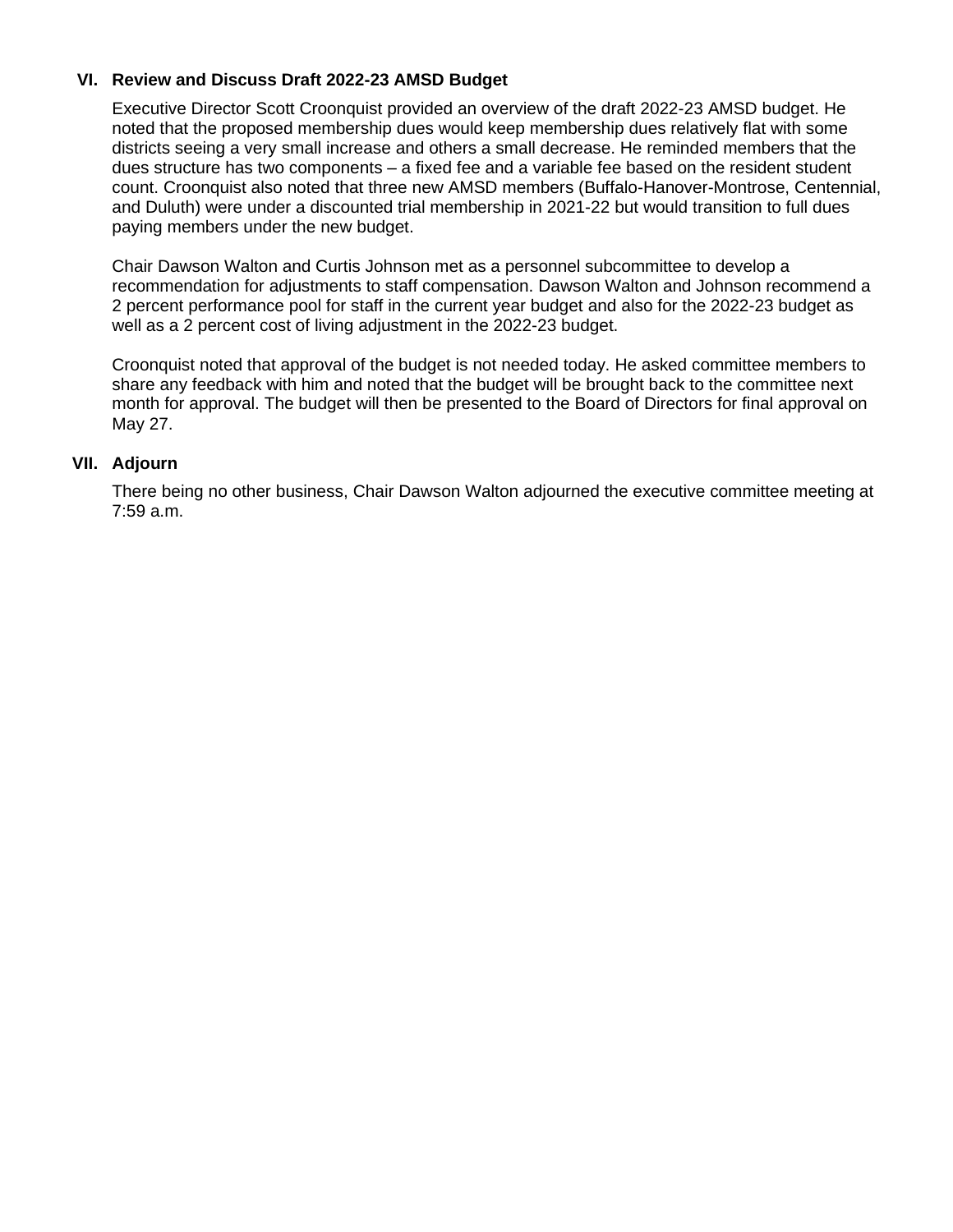## VI. Review and Discuss Draft 2022-23 AMSD Budget

Executive Director Scott Croonquist provided an overview of the draft 2022-23 AMSD budget. He noted that the proposed membership dues would keep membership dues relatively flat with some districts seeing a very small increase and others a small decrease. He reminded members that the dues structure has two components – a fixed fee and a variable fee based on the resident student count. Croonquist also noted that three new AMSD members (Buffalo-Hanover-Montrose, Centennial, and Duluth) were under a discounted trial membership in 2021-22 but would transition to full dues paying members under the new budget.

Chair Dawson Walton and Curtis Johnson met as a personnel subcommittee to develop a recommendation for adjustments to staff compensation. Dawson Walton and Johnson recommend a 2 percent performance pool for staff in the current year budget and also for the 2022-23 budget as well as a 2 percent cost of living adjustment in the 2022-23 budget.

Croonquist noted that approval of the budget is not needed today. He asked committee members to share any feedback with him and noted that the budget will be brought back to the committee next month for approval. The budget will then be presented to the Board of Directors for final approval on May 27.

## VII. Adjourn

There being no other business, Chair Dawson Walton adjourned the executive committee meeting at 7:59 a.m.